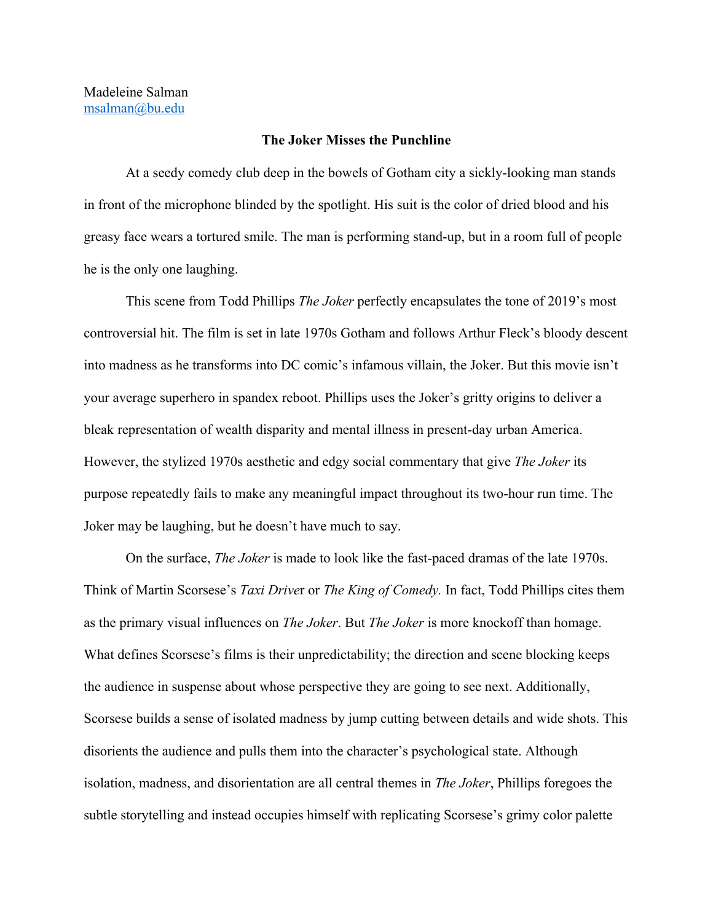Madeleine Salman
msalman@bu.edu

**The Joker Misses the Punchline**

At a seedy comedy club deep in the bowels of Gotham city a sickly-looking man stands in front of the microphone blinded by the spotlight. His suit is the color of dried blood and his greasy face wears a tortured smile. The man is performing stand-up, but in a room full of people he is the only one laughing.

This scene from Todd Phillips *The Joker* perfectly encapsulates the tone of 2019's most controversial hit. The film is set in late 1970s Gotham and follows Arthur Fleck's bloody descent into madness as he transforms into DC comic's infamous villain, the Joker. But this movie isn't your average superhero in spandex reboot. Phillips uses the Joker's gritty origins to deliver a bleak representation of wealth disparity and mental illness in present-day urban America. However, the stylized 1970s aesthetic and edgy social commentary that give *The Joker* its purpose repeatedly fails to make any meaningful impact throughout its two-hour run time. The Joker may be laughing, but he doesn't have much to say.

On the surface, *The Joker* is made to look like the fast-paced dramas of the late 1970s. Think of Martin Scorsese's *Taxi Driver* or *The King of Comedy.* In fact, Todd Phillips cites them as the primary visual influences on *The Joker*. But *The Joker* is more knockoff than homage. What defines Scorsese's films is their unpredictability; the direction and scene blocking keeps the audience in suspense about whose perspective they are going to see next. Additionally, Scorsese builds a sense of isolated madness by jump cutting between details and wide shots. This disorients the audience and pulls them into the character's psychological state. Although isolation, madness, and disorientation are all central themes in *The Joker*, Phillips foregoes the subtle storytelling and instead occupies himself with replicating Scorsese's grimy color palette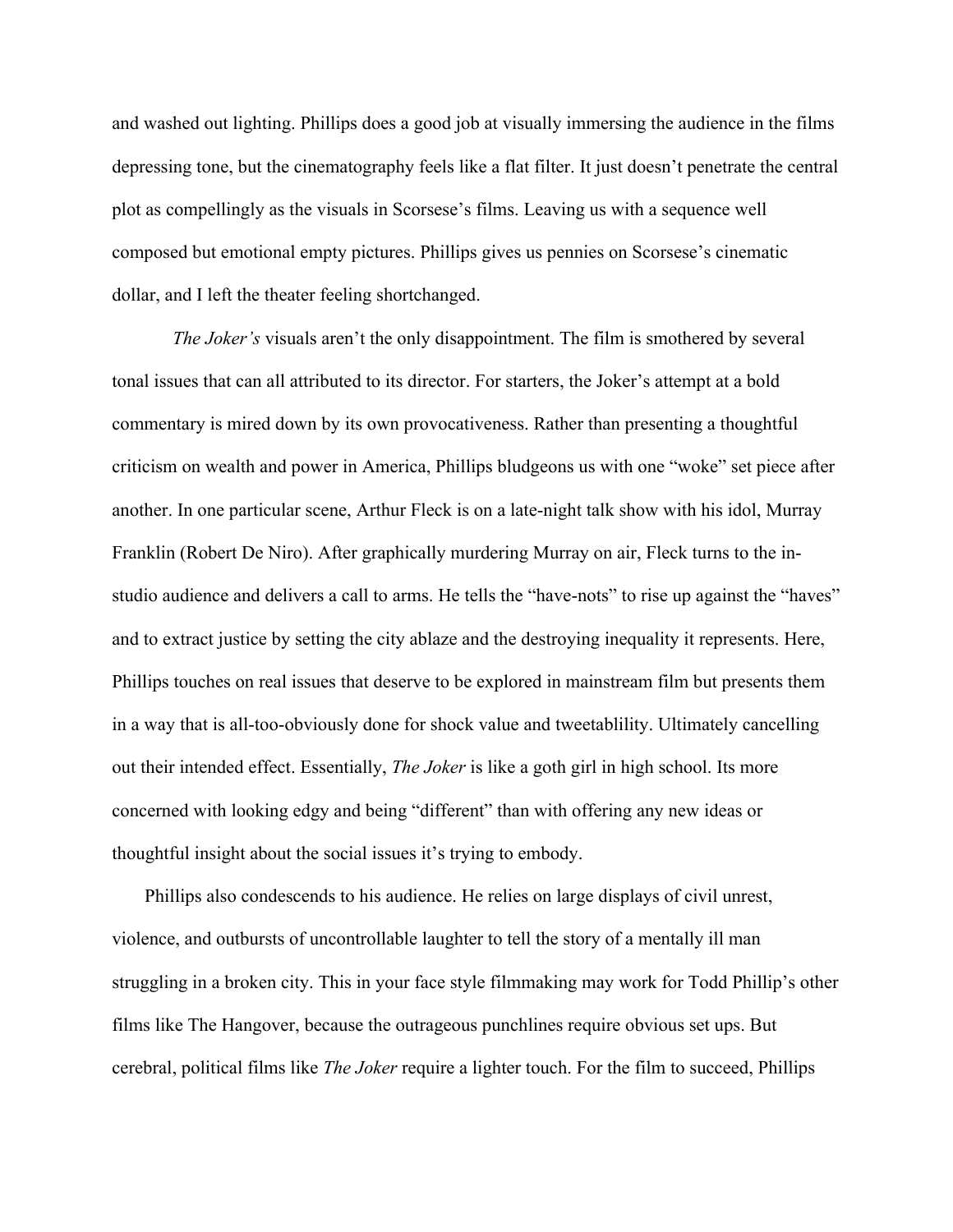and washed out lighting. Phillips does a good job at visually immersing the audience in the films depressing tone, but the cinematography feels like a flat filter. It just doesn't penetrate the central plot as compellingly as the visuals in Scorsese's films. Leaving us with a sequence well composed but emotional empty pictures. Phillips gives us pennies on Scorsese's cinematic dollar, and I left the theater feeling shortchanged.

*The Joker's* visuals aren't the only disappointment. The film is smothered by several tonal issues that can all attributed to its director. For starters, the Joker's attempt at a bold commentary is mired down by its own provocativeness. Rather than presenting a thoughtful criticism on wealth and power in America, Phillips bludgeons us with one "woke" set piece after another. In one particular scene, Arthur Fleck is on a late-night talk show with his idol, Murray Franklin (Robert De Niro). After graphically murdering Murray on air, Fleck turns to the in-studio audience and delivers a call to arms. He tells the "have-nots" to rise up against the "haves" and to extract justice by setting the city ablaze and the destroying inequality it represents. Here, Phillips touches on real issues that deserve to be explored in mainstream film but presents them in a way that is all-too-obviously done for shock value and tweetablility. Ultimately cancelling out their intended effect. Essentially, *The Joker* is like a goth girl in high school. Its more concerned with looking edgy and being "different" than with offering any new ideas or thoughtful insight about the social issues it's trying to embody.

Phillips also condescends to his audience. He relies on large displays of civil unrest, violence, and outbursts of uncontrollable laughter to tell the story of a mentally ill man struggling in a broken city. This in your face style filmmaking may work for Todd Phillip's other films like The Hangover, because the outrageous punchlines require obvious set ups. But cerebral, political films like *The Joker* require a lighter touch. For the film to succeed, Phillips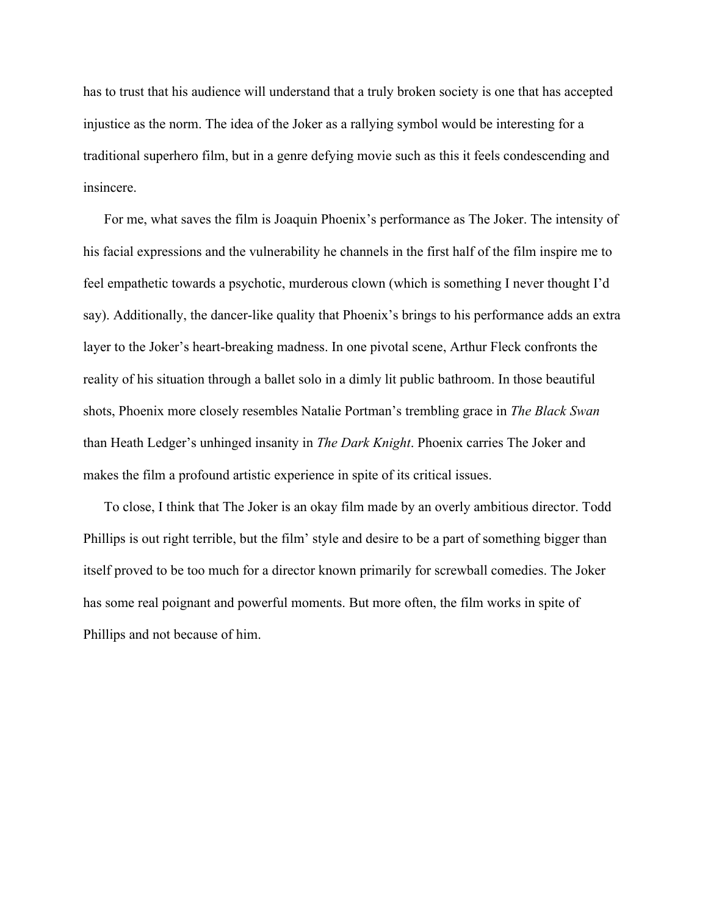has to trust that his audience will understand that a truly broken society is one that has accepted injustice as the norm. The idea of the Joker as a rallying symbol would be interesting for a traditional superhero film, but in a genre defying movie such as this it feels condescending and insincere.

For me, what saves the film is Joaquin Phoenix's performance as The Joker. The intensity of his facial expressions and the vulnerability he channels in the first half of the film inspire me to feel empathetic towards a psychotic, murderous clown (which is something I never thought I'd say). Additionally, the dancer-like quality that Phoenix's brings to his performance adds an extra layer to the Joker's heart-breaking madness. In one pivotal scene, Arthur Fleck confronts the reality of his situation through a ballet solo in a dimly lit public bathroom. In those beautiful shots, Phoenix more closely resembles Natalie Portman's trembling grace in *The Black Swan* than Heath Ledger's unhinged insanity in *The Dark Knight*. Phoenix carries The Joker and makes the film a profound artistic experience in spite of its critical issues.

To close, I think that The Joker is an okay film made by an overly ambitious director. Todd Phillips is out right terrible, but the film' style and desire to be a part of something bigger than itself proved to be too much for a director known primarily for screwball comedies. The Joker has some real poignant and powerful moments. But more often, the film works in spite of Phillips and not because of him.